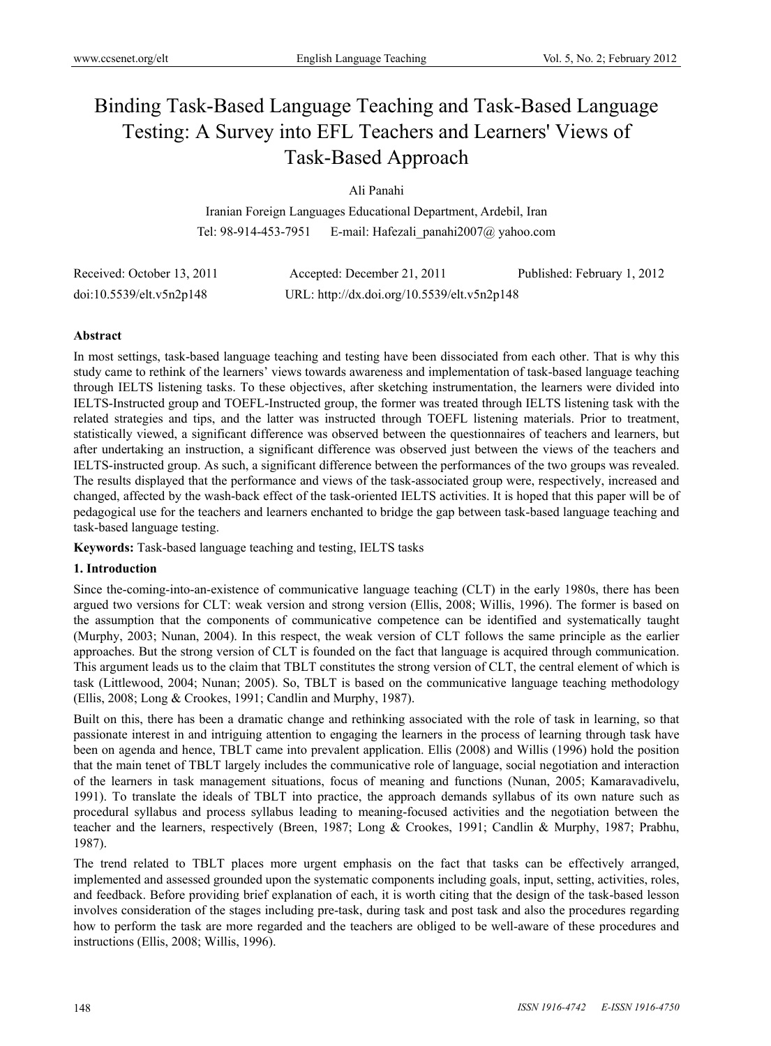# Binding Task-Based Language Teaching and Task-Based Language Testing: A Survey into EFL Teachers and Learners' Views of Task-Based Approach

Ali Panahi

Iranian Foreign Languages Educational Department, Ardebil, Iran

Tel: 98-914-453-7951 E-mail: Hafezali_panahi2007@ yahoo.com

Received: October 13, 2011 Accepted: December 21, 2011 Published: February 1, 2012

doi:10.5539/elt.v5n2p148 URL: http://dx.doi.org/10.5539/elt.v5n2p148

## Abstract

In most settings, task-based language teaching and testing have been dissociated from each other. That is why this study came to rethink of the learners' views towards awareness and implementation of task-based language teaching through IELTS listening tasks. To these objectives, after sketching instrumentation, the learners were divided into IELTS-Instructed group and TOEFL-Instructed group, the former was treated through IELTS listening task with the related strategies and tips, and the latter was instructed through TOEFL listening materials. Prior to treatment, statistically viewed, a significant difference was observed between the questionnaires of teachers and learners, but after undertaking an instruction, a significant difference was observed just between the views of the teachers and IELTS-instructed group. As such, a significant difference between the performances of the two groups was revealed. The results displayed that the performance and views of the task-associated group were, respectively, increased and changed, affected by the wash-back effect of the task-oriented IELTS activities. It is hoped that this paper will be of pedagogical use for the teachers and learners enchanted to bridge the gap between task-based language teaching and task-based language testing.

**Keywords:** Task-based language teaching and testing, IELTS tasks

## 1. Introduction

Since the-coming-into-an-existence of communicative language teaching (CLT) in the early 1980s, there has been argued two versions for CLT: weak version and strong version (Ellis, 2008; Willis, 1996). The former is based on the assumption that the components of communicative competence can be identified and systematically taught (Murphy, 2003; Nunan, 2004). In this respect, the weak version of CLT follows the same principle as the earlier approaches. But the strong version of CLT is founded on the fact that language is acquired through communication. This argument leads us to the claim that TBLT constitutes the strong version of CLT, the central element of which is task (Littlewood, 2004; Nunan; 2005). So, TBLT is based on the communicative language teaching methodology (Ellis, 2008; Long & Crookes, 1991; Candlin and Murphy, 1987).

Built on this, there has been a dramatic change and rethinking associated with the role of task in learning, so that passionate interest in and intriguing attention to engaging the learners in the process of learning through task have been on agenda and hence, TBLT came into prevalent application. Ellis (2008) and Willis (1996) hold the position that the main tenet of TBLT largely includes the communicative role of language, social negotiation and interaction of the learners in task management situations, focus of meaning and functions (Nunan, 2005; Kamaravadivelu, 1991). To translate the ideals of TBLT into practice, the approach demands syllabus of its own nature such as procedural syllabus and process syllabus leading to meaning-focused activities and the negotiation between the teacher and the learners, respectively (Breen, 1987; Long & Crookes, 1991; Candlin & Murphy, 1987; Prabhu, 1987).

The trend related to TBLT places more urgent emphasis on the fact that tasks can be effectively arranged, implemented and assessed grounded upon the systematic components including goals, input, setting, activities, roles, and feedback. Before providing brief explanation of each, it is worth citing that the design of the task-based lesson involves consideration of the stages including pre-task, during task and post task and also the procedures regarding how to perform the task are more regarded and the teachers are obliged to be well-aware of these procedures and instructions (Ellis, 2008; Willis, 1996).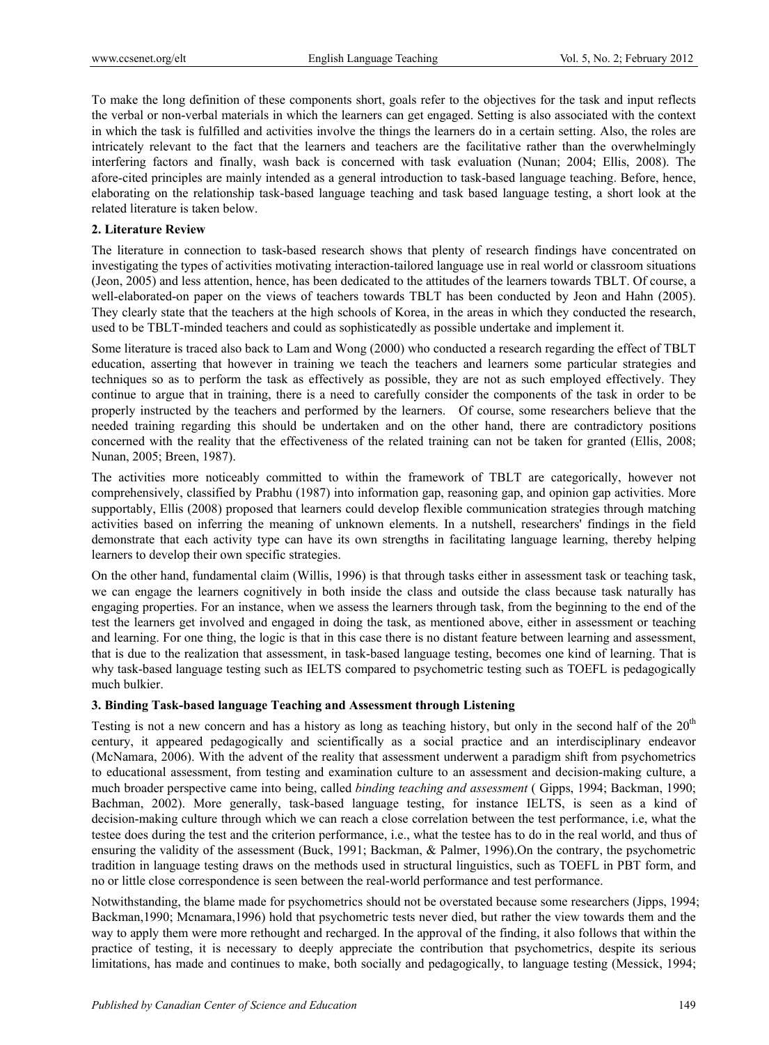To make the long definition of these components short, goals refer to the objectives for the task and input reflects the verbal or non-verbal materials in which the learners can get engaged. Setting is also associated with the context in which the task is fulfilled and activities involve the things the learners do in a certain setting. Also, the roles are intricately relevant to the fact that the learners and teachers are the facilitative rather than the overwhelmingly interfering factors and finally, wash back is concerned with task evaluation (Nunan; 2004; Ellis, 2008). The afore-cited principles are mainly intended as a general introduction to task-based language teaching. Before, hence, elaborating on the relationship task-based language teaching and task based language testing, a short look at the related literature is taken below.

## 2. Literature Review

The literature in connection to task-based research shows that plenty of research findings have concentrated on investigating the types of activities motivating interaction-tailored language use in real world or classroom situations (Jeon, 2005) and less attention, hence, has been dedicated to the attitudes of the learners towards TBLT. Of course, a well-elaborated-on paper on the views of teachers towards TBLT has been conducted by Jeon and Hahn (2005). They clearly state that the teachers at the high schools of Korea, in the areas in which they conducted the research, used to be TBLT-minded teachers and could as sophisticatedly as possible undertake and implement it.

Some literature is traced also back to Lam and Wong (2000) who conducted a research regarding the effect of TBLT education, asserting that however in training we teach the teachers and learners some particular strategies and techniques so as to perform the task as effectively as possible, they are not as such employed effectively. They continue to argue that in training, there is a need to carefully consider the components of the task in order to be properly instructed by the teachers and performed by the learners. Of course, some researchers believe that the needed training regarding this should be undertaken and on the other hand, there are contradictory positions concerned with the reality that the effectiveness of the related training can not be taken for granted (Ellis, 2008; Nunan, 2005; Breen, 1987).

The activities more noticeably committed to within the framework of TBLT are categorically, however not comprehensively, classified by Prabhu (1987) into information gap, reasoning gap, and opinion gap activities. More supportably, Ellis (2008) proposed that learners could develop flexible communication strategies through matching activities based on inferring the meaning of unknown elements. In a nutshell, researchers' findings in the field demonstrate that each activity type can have its own strengths in facilitating language learning, thereby helping learners to develop their own specific strategies.

On the other hand, fundamental claim (Willis, 1996) is that through tasks either in assessment task or teaching task, we can engage the learners cognitively in both inside the class and outside the class because task naturally has engaging properties. For an instance, when we assess the learners through task, from the beginning to the end of the test the learners get involved and engaged in doing the task, as mentioned above, either in assessment or teaching and learning. For one thing, the logic is that in this case there is no distant feature between learning and assessment, that is due to the realization that assessment, in task-based language testing, becomes one kind of learning. That is why task-based language testing such as IELTS compared to psychometric testing such as TOEFL is pedagogically much bulkier.

## 3. Binding Task-based language Teaching and Assessment through Listening

Testing is not a new concern and has a history as long as teaching history, but only in the second half of the 20th century, it appeared pedagogically and scientifically as a social practice and an interdisciplinary endeavor (McNamara, 2006). With the advent of the reality that assessment underwent a paradigm shift from psychometrics to educational assessment, from testing and examination culture to an assessment and decision-making culture, a much broader perspective came into being, called *binding teaching and assessment* ( Gipps, 1994; Backman, 1990; Bachman, 2002). More generally, task-based language testing, for instance IELTS, is seen as a kind of decision-making culture through which we can reach a close correlation between the test performance, i.e, what the testee does during the test and the criterion performance, i.e., what the testee has to do in the real world, and thus of ensuring the validity of the assessment (Buck, 1991; Backman, & Palmer, 1996).On the contrary, the psychometric tradition in language testing draws on the methods used in structural linguistics, such as TOEFL in PBT form, and no or little close correspondence is seen between the real-world performance and test performance.

Notwithstanding, the blame made for psychometrics should not be overstated because some researchers (Jipps, 1994; Backman,1990; Mcnamara,1996) hold that psychometric tests never died, but rather the view towards them and the way to apply them were more rethought and recharged. In the approval of the finding, it also follows that within the practice of testing, it is necessary to deeply appreciate the contribution that psychometrics, despite its serious limitations, has made and continues to make, both socially and pedagogically, to language testing (Messick, 1994;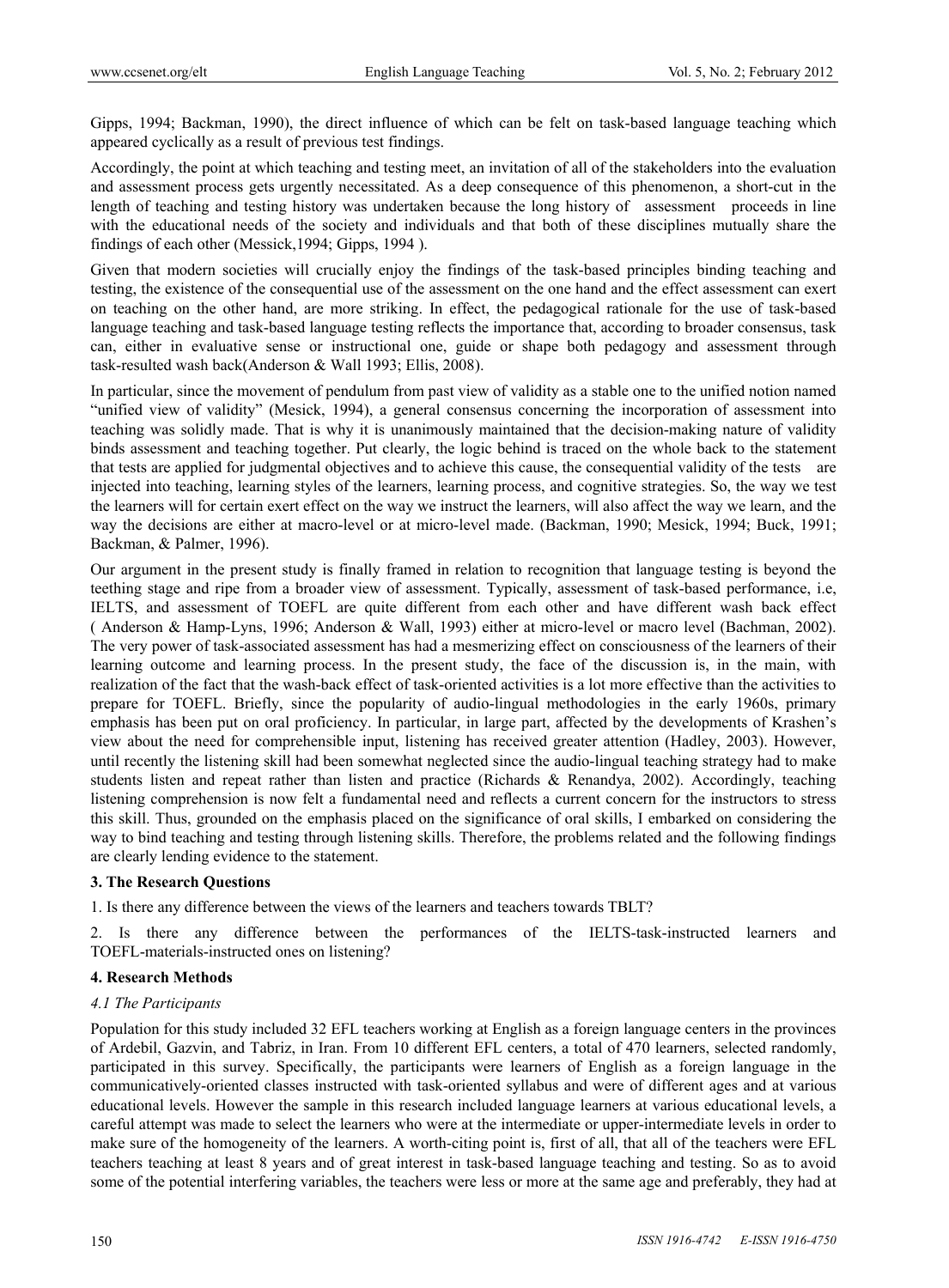Gipps, 1994; Backman, 1990), the direct influence of which can be felt on task-based language teaching which appeared cyclically as a result of previous test findings.

Accordingly, the point at which teaching and testing meet, an invitation of all of the stakeholders into the evaluation and assessment process gets urgently necessitated. As a deep consequence of this phenomenon, a short-cut in the length of teaching and testing history was undertaken because the long history of assessment proceeds in line with the educational needs of the society and individuals and that both of these disciplines mutually share the findings of each other (Messick,1994; Gipps, 1994 ).

Given that modern societies will crucially enjoy the findings of the task-based principles binding teaching and testing, the existence of the consequential use of the assessment on the one hand and the effect assessment can exert on teaching on the other hand, are more striking. In effect, the pedagogical rationale for the use of task-based language teaching and task-based language testing reflects the importance that, according to broader consensus, task can, either in evaluative sense or instructional one, guide or shape both pedagogy and assessment through task-resulted wash back(Anderson & Wall 1993; Ellis, 2008).

In particular, since the movement of pendulum from past view of validity as a stable one to the unified notion named "unified view of validity" (Mesick, 1994), a general consensus concerning the incorporation of assessment into teaching was solidly made. That is why it is unanimously maintained that the decision-making nature of validity binds assessment and teaching together. Put clearly, the logic behind is traced on the whole back to the statement that tests are applied for judgmental objectives and to achieve this cause, the consequential validity of the tests are injected into teaching, learning styles of the learners, learning process, and cognitive strategies. So, the way we test the learners will for certain exert effect on the way we instruct the learners, will also affect the way we learn, and the way the decisions are either at macro-level or at micro-level made. (Backman, 1990; Mesick, 1994; Buck, 1991; Backman, & Palmer, 1996).

Our argument in the present study is finally framed in relation to recognition that language testing is beyond the teething stage and ripe from a broader view of assessment. Typically, assessment of task-based performance, i.e, IELTS, and assessment of TOEFL are quite different from each other and have different wash back effect ( Anderson & Hamp-Lyns, 1996; Anderson & Wall, 1993) either at micro-level or macro level (Bachman, 2002). The very power of task-associated assessment has had a mesmerizing effect on consciousness of the learners of their learning outcome and learning process. In the present study, the face of the discussion is, in the main, with realization of the fact that the wash-back effect of task-oriented activities is a lot more effective than the activities to prepare for TOEFL. Briefly, since the popularity of audio-lingual methodologies in the early 1960s, primary emphasis has been put on oral proficiency. In particular, in large part, affected by the developments of Krashen's view about the need for comprehensible input, listening has received greater attention (Hadley, 2003). However, until recently the listening skill had been somewhat neglected since the audio-lingual teaching strategy had to make students listen and repeat rather than listen and practice (Richards & Renandya, 2002). Accordingly, teaching listening comprehension is now felt a fundamental need and reflects a current concern for the instructors to stress this skill. Thus, grounded on the emphasis placed on the significance of oral skills, I embarked on considering the way to bind teaching and testing through listening skills. Therefore, the problems related and the following findings are clearly lending evidence to the statement.

## 3. The Research Questions

1. Is there any difference between the views of the learners and teachers towards TBLT?

2. Is there any difference between the performances of the IELTS-task-instructed learners and TOEFL-materials-instructed ones on listening?

## 4. Research Methods

### *4.1 The Participants*

Population for this study included 32 EFL teachers working at English as a foreign language centers in the provinces of Ardebil, Gazvin, and Tabriz, in Iran. From 10 different EFL centers, a total of 470 learners, selected randomly, participated in this survey. Specifically, the participants were learners of English as a foreign language in the communicatively-oriented classes instructed with task-oriented syllabus and were of different ages and at various educational levels. However the sample in this research included language learners at various educational levels, a careful attempt was made to select the learners who were at the intermediate or upper-intermediate levels in order to make sure of the homogeneity of the learners. A worth-citing point is, first of all, that all of the teachers were EFL teachers teaching at least 8 years and of great interest in task-based language teaching and testing. So as to avoid some of the potential interfering variables, the teachers were less or more at the same age and preferably, they had at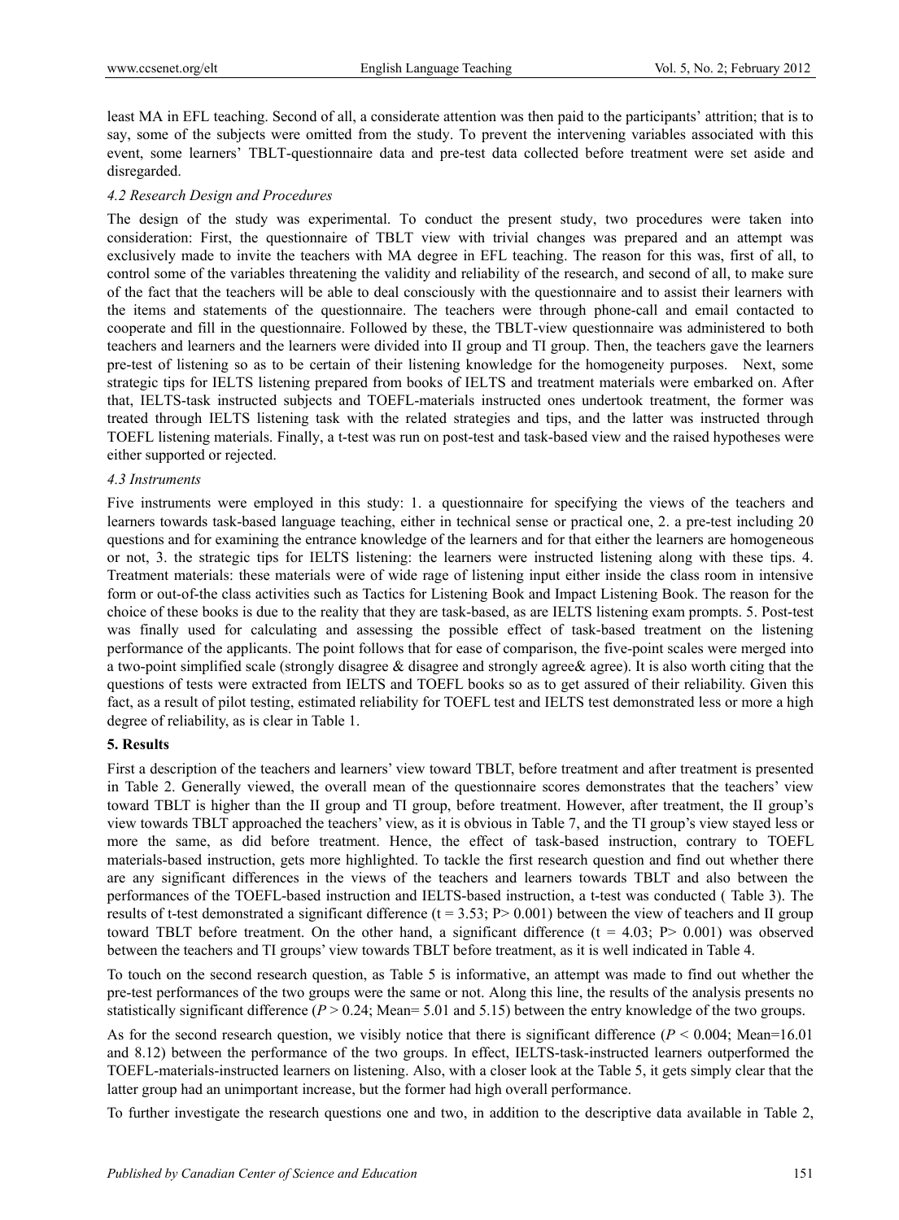least MA in EFL teaching. Second of all, a considerate attention was then paid to the participants' attrition; that is to say, some of the subjects were omitted from the study. To prevent the intervening variables associated with this event, some learners' TBLT-questionnaire data and pre-test data collected before treatment were set aside and disregarded.

### *4.2 Research Design and Procedures*

The design of the study was experimental. To conduct the present study, two procedures were taken into consideration: First, the questionnaire of TBLT view with trivial changes was prepared and an attempt was exclusively made to invite the teachers with MA degree in EFL teaching. The reason for this was, first of all, to control some of the variables threatening the validity and reliability of the research, and second of all, to make sure of the fact that the teachers will be able to deal consciously with the questionnaire and to assist their learners with the items and statements of the questionnaire. The teachers were through phone-call and email contacted to cooperate and fill in the questionnaire. Followed by these, the TBLT-view questionnaire was administered to both teachers and learners and the learners were divided into II group and TI group. Then, the teachers gave the learners pre-test of listening so as to be certain of their listening knowledge for the homogeneity purposes. Next, some strategic tips for IELTS listening prepared from books of IELTS and treatment materials were embarked on. After that, IELTS-task instructed subjects and TOEFL-materials instructed ones undertook treatment, the former was treated through IELTS listening task with the related strategies and tips, and the latter was instructed through TOEFL listening materials. Finally, a t-test was run on post-test and task-based view and the raised hypotheses were either supported or rejected.

### *4.3 Instruments*

Five instruments were employed in this study: 1. a questionnaire for specifying the views of the teachers and learners towards task-based language teaching, either in technical sense or practical one, 2. a pre-test including 20 questions and for examining the entrance knowledge of the learners and for that either the learners are homogeneous or not, 3. the strategic tips for IELTS listening: the learners were instructed listening along with these tips. 4. Treatment materials: these materials were of wide rage of listening input either inside the class room in intensive form or out-of-the class activities such as Tactics for Listening Book and Impact Listening Book. The reason for the choice of these books is due to the reality that they are task-based, as are IELTS listening exam prompts. 5. Post-test was finally used for calculating and assessing the possible effect of task-based treatment on the listening performance of the applicants. The point follows that for ease of comparison, the five-point scales were merged into a two-point simplified scale (strongly disagree & disagree and strongly agree& agree). It is also worth citing that the questions of tests were extracted from IELTS and TOEFL books so as to get assured of their reliability. Given this fact, as a result of pilot testing, estimated reliability for TOEFL test and IELTS test demonstrated less or more a high degree of reliability, as is clear in Table 1.

## 5. Results

First a description of the teachers and learners' view toward TBLT, before treatment and after treatment is presented in Table 2. Generally viewed, the overall mean of the questionnaire scores demonstrates that the teachers' view toward TBLT is higher than the II group and TI group, before treatment. However, after treatment, the II group's view towards TBLT approached the teachers' view, as it is obvious in Table 7, and the TI group's view stayed less or more the same, as did before treatment. Hence, the effect of task-based instruction, contrary to TOEFL materials-based instruction, gets more highlighted. To tackle the first research question and find out whether there are any significant differences in the views of the teachers and learners towards TBLT and also between the performances of the TOEFL-based instruction and IELTS-based instruction, a t-test was conducted ( Table 3). The results of t-test demonstrated a significant difference ($t = 3.53$; $P > 0.001$) between the view of teachers and II group toward TBLT before treatment. On the other hand, a significant difference ($t = 4.03$; $P > 0.001$) was observed between the teachers and TI groups' view towards TBLT before treatment, as it is well indicated in Table 4.

To touch on the second research question, as Table 5 is informative, an attempt was made to find out whether the pre-test performances of the two groups were the same or not. Along this line, the results of the analysis presents no statistically significant difference ($P > 0.24$; Mean= 5.01 and 5.15) between the entry knowledge of the two groups.

As for the second research question, we visibly notice that there is significant difference ($P < 0.004$; Mean=16.01 and 8.12) between the performance of the two groups. In effect, IELTS-task-instructed learners outperformed the TOEFL-materials-instructed learners on listening. Also, with a closer look at the Table 5, it gets simply clear that the latter group had an unimportant increase, but the former had high overall performance.

To further investigate the research questions one and two, in addition to the descriptive data available in Table 2,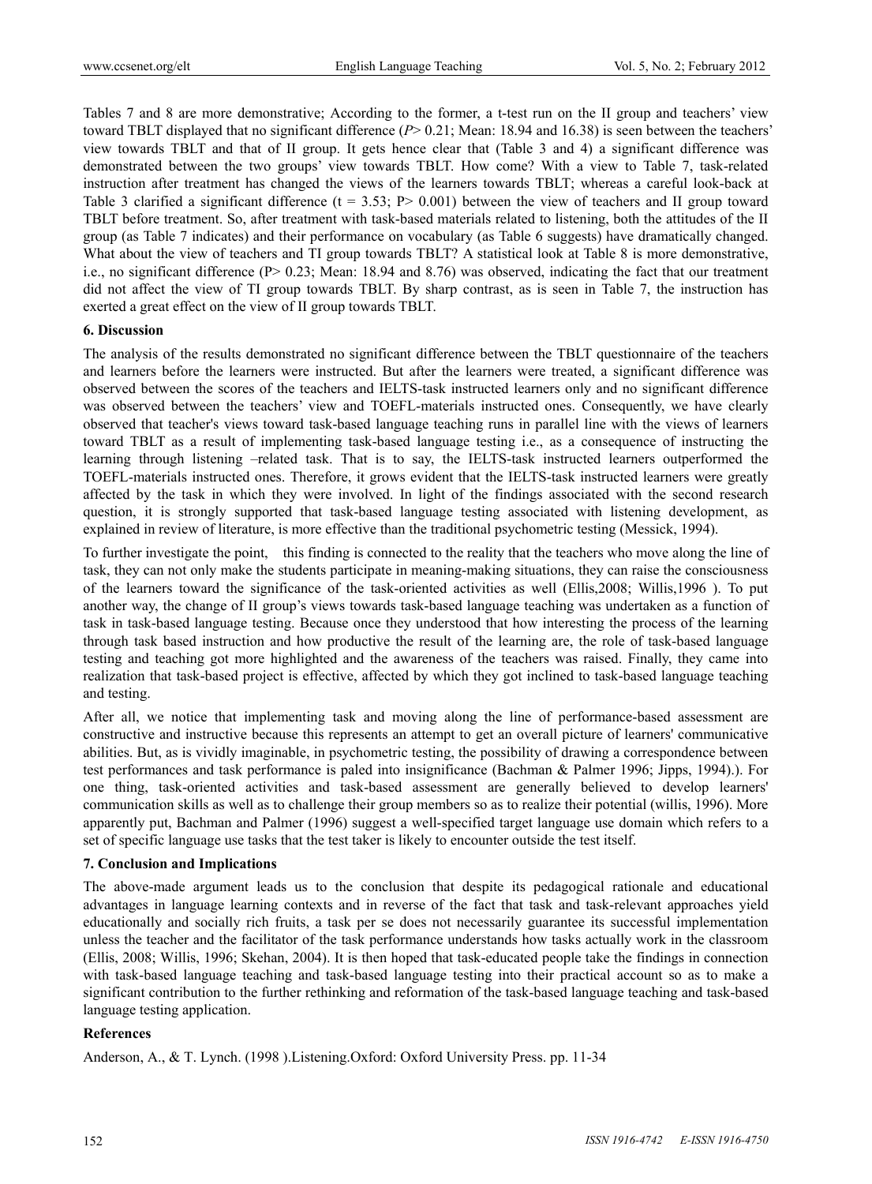Tables 7 and 8 are more demonstrative; According to the former, a t-test run on the II group and teachers' view toward TBLT displayed that no significant difference (*P*> 0.21; Mean: 18.94 and 16.38) is seen between the teachers' view towards TBLT and that of II group. It gets hence clear that (Table 3 and 4) a significant difference was demonstrated between the two groups' view towards TBLT. How come? With a view to Table 7, task-related instruction after treatment has changed the views of the learners towards TBLT; whereas a careful look-back at Table 3 clarified a significant difference (t = 3.53; P> 0.001) between the view of teachers and II group toward TBLT before treatment. So, after treatment with task-based materials related to listening, both the attitudes of the II group (as Table 7 indicates) and their performance on vocabulary (as Table 6 suggests) have dramatically changed. What about the view of teachers and TI group towards TBLT? A statistical look at Table 8 is more demonstrative, i.e., no significant difference (P> 0.23; Mean: 18.94 and 8.76) was observed, indicating the fact that our treatment did not affect the view of TI group towards TBLT. By sharp contrast, as is seen in Table 7, the instruction has exerted a great effect on the view of II group towards TBLT.

## 6. Discussion

The analysis of the results demonstrated no significant difference between the TBLT questionnaire of the teachers and learners before the learners were instructed. But after the learners were treated, a significant difference was observed between the scores of the teachers and IELTS-task instructed learners only and no significant difference was observed between the teachers' view and TOEFL-materials instructed ones. Consequently, we have clearly observed that teacher's views toward task-based language teaching runs in parallel line with the views of learners toward TBLT as a result of implementing task-based language testing i.e., as a consequence of instructing the learning through listening –related task. That is to say, the IELTS-task instructed learners outperformed the TOEFL-materials instructed ones. Therefore, it grows evident that the IELTS-task instructed learners were greatly affected by the task in which they were involved. In light of the findings associated with the second research question, it is strongly supported that task-based language testing associated with listening development, as explained in review of literature, is more effective than the traditional psychometric testing (Messick, 1994).

To further investigate the point, this finding is connected to the reality that the teachers who move along the line of task, they can not only make the students participate in meaning-making situations, they can raise the consciousness of the learners toward the significance of the task-oriented activities as well (Ellis,2008; Willis,1996 ). To put another way, the change of II group's views towards task-based language teaching was undertaken as a function of task in task-based language testing. Because once they understood that how interesting the process of the learning through task based instruction and how productive the result of the learning are, the role of task-based language testing and teaching got more highlighted and the awareness of the teachers was raised. Finally, they came into realization that task-based project is effective, affected by which they got inclined to task-based language teaching and testing.

After all, we notice that implementing task and moving along the line of performance-based assessment are constructive and instructive because this represents an attempt to get an overall picture of learners' communicative abilities. But, as is vividly imaginable, in psychometric testing, the possibility of drawing a correspondence between test performances and task performance is paled into insignificance (Bachman & Palmer 1996; Jipps, 1994).). For one thing, task-oriented activities and task-based assessment are generally believed to develop learners' communication skills as well as to challenge their group members so as to realize their potential (willis, 1996). More apparently put, Bachman and Palmer (1996) suggest a well-specified target language use domain which refers to a set of specific language use tasks that the test taker is likely to encounter outside the test itself.

## 7. Conclusion and Implications

The above-made argument leads us to the conclusion that despite its pedagogical rationale and educational advantages in language learning contexts and in reverse of the fact that task and task-relevant approaches yield educationally and socially rich fruits, a task per se does not necessarily guarantee its successful implementation unless the teacher and the facilitator of the task performance understands how tasks actually work in the classroom (Ellis, 2008; Willis, 1996; Skehan, 2004). It is then hoped that task-educated people take the findings in connection with task-based language teaching and task-based language testing into their practical account so as to make a significant contribution to the further rethinking and reformation of the task-based language teaching and task-based language testing application.

## References

Anderson, A., & T. Lynch. (1998 ).Listening.Oxford: Oxford University Press. pp. 11-34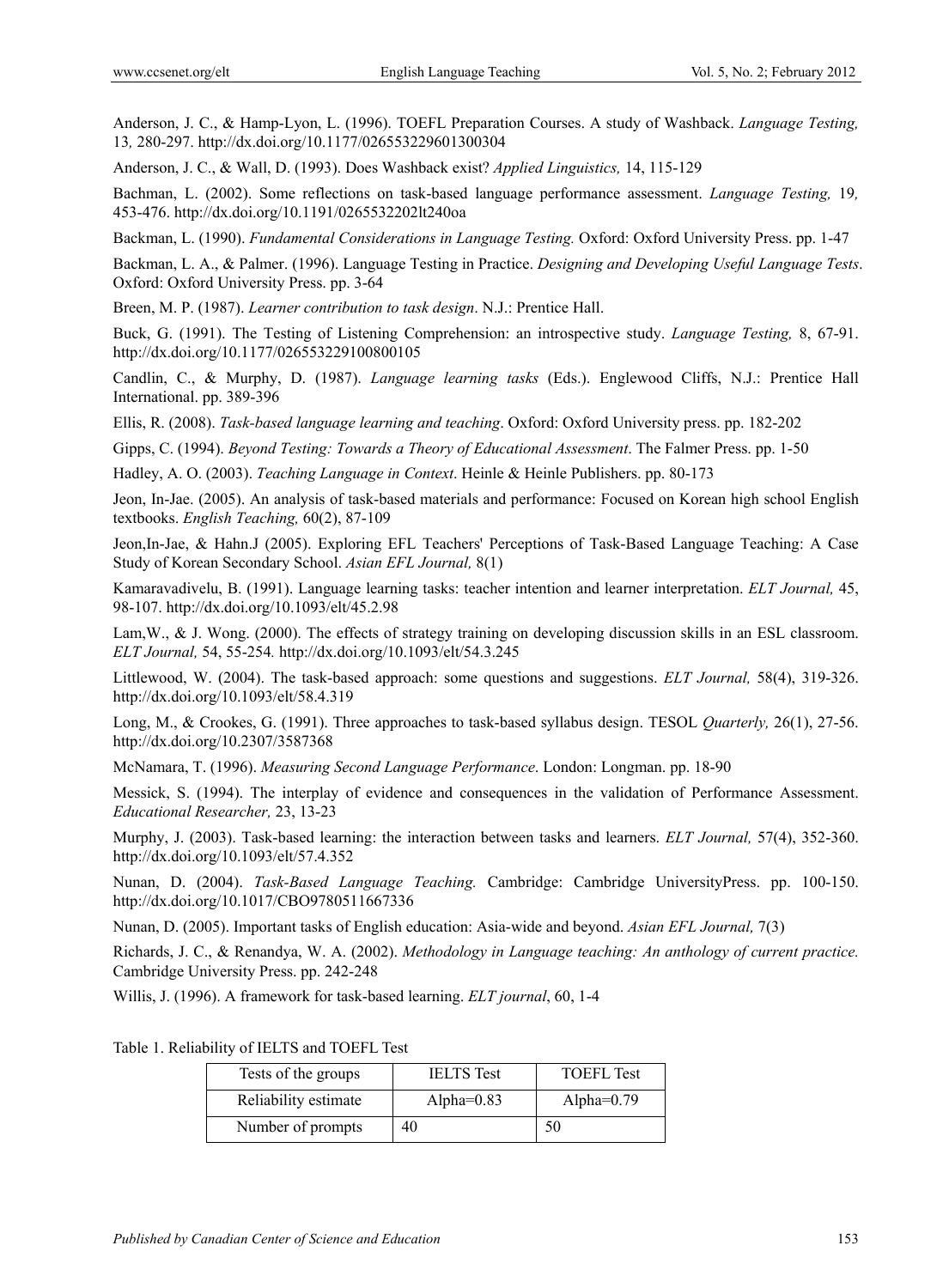Anderson, J. C., & Hamp-Lyon, L. (1996). TOEFL Preparation Courses. A study of Washback. *Language Testing,* 13*,* 280-297. http://dx.doi.org/10.1177/026553229601300304

Anderson, J. C., & Wall, D. (1993). Does Washback exist? *Applied Linguistics,* 14, 115-129

Bachman, L. (2002). Some reflections on task-based language performance assessment. *Language Testing,* 19*,* 453-476. http://dx.doi.org/10.1191/0265532202lt240oa

Backman, L. (1990). *Fundamental Considerations in Language Testing.* Oxford: Oxford University Press. pp. 1-47

Backman, L. A., & Palmer. (1996). Language Testing in Practice. *Designing and Developing Useful Language Tests*. Oxford: Oxford University Press. pp. 3-64

Breen, M. P. (1987). *Learner contribution to task design*. N.J.: Prentice Hall.

Buck, G. (1991). The Testing of Listening Comprehension: an introspective study. *Language Testing,* 8, 67-91. http://dx.doi.org/10.1177/026553229100800105

Candlin, C., & Murphy, D. (1987). *Language learning tasks* (Eds.). Englewood Cliffs, N.J.: Prentice Hall International. pp. 389-396

Ellis, R. (2008). *Task-based language learning and teaching*. Oxford: Oxford University press. pp. 182-202

Gipps, C. (1994). *Beyond Testing: Towards a Theory of Educational Assessment*. The Falmer Press. pp. 1-50

Hadley, A. O. (2003). *Teaching Language in Context*. Heinle & Heinle Publishers. pp. 80-173

Jeon, In-Jae. (2005). An analysis of task-based materials and performance: Focused on Korean high school English textbooks. *English Teaching,* 60(2), 87-109

Jeon,In-Jae, & Hahn.J (2005). Exploring EFL Teachers' Perceptions of Task-Based Language Teaching: A Case Study of Korean Secondary School. *Asian EFL Journal,* 8(1)

Kamaravadivelu, B. (1991). Language learning tasks: teacher intention and learner interpretation. *ELT Journal,* 45, 98-107. http://dx.doi.org/10.1093/elt/45.2.98

Lam,W., & J. Wong. (2000). The effects of strategy training on developing discussion skills in an ESL classroom. *ELT Journal,* 54, 55-254*.* http://dx.doi.org/10.1093/elt/54.3.245

Littlewood, W. (2004). The task-based approach: some questions and suggestions. *ELT Journal,* 58(4), 319-326. http://dx.doi.org/10.1093/elt/58.4.319

Long, M., & Crookes, G. (1991). Three approaches to task-based syllabus design. TESOL *Quarterly,* 26(1), 27-56. http://dx.doi.org/10.2307/3587368

McNamara, T. (1996). *Measuring Second Language Performance*. London: Longman. pp. 18-90

Messick, S. (1994). The interplay of evidence and consequences in the validation of Performance Assessment. *Educational Researcher,* 23, 13-23

Murphy, J. (2003). Task-based learning: the interaction between tasks and learners. *ELT Journal,* 57(4), 352-360. http://dx.doi.org/10.1093/elt/57.4.352

Nunan, D. (2004). *Task-Based Language Teaching.* Cambridge: Cambridge UniversityPress. pp. 100-150. http://dx.doi.org/10.1017/CBO9780511667336

Nunan, D. (2005). Important tasks of English education: Asia-wide and beyond. *Asian EFL Journal,* 7(3)

Richards, J. C., & Renandya, W. A. (2002). *Methodology in Language teaching: An anthology of current practice.* Cambridge University Press. pp. 242-248

Willis, J. (1996). A framework for task-based learning. *ELT journal*, 60, 1-4

Table 1. Reliability of IELTS and TOEFL Test

| Tests of the groups | IELTS Test | TOEFL Test |
|---|---|---|
| Reliability estimate | Alpha=0.83 | Alpha=0.79 |
| Number of prompts | 40 | 50 |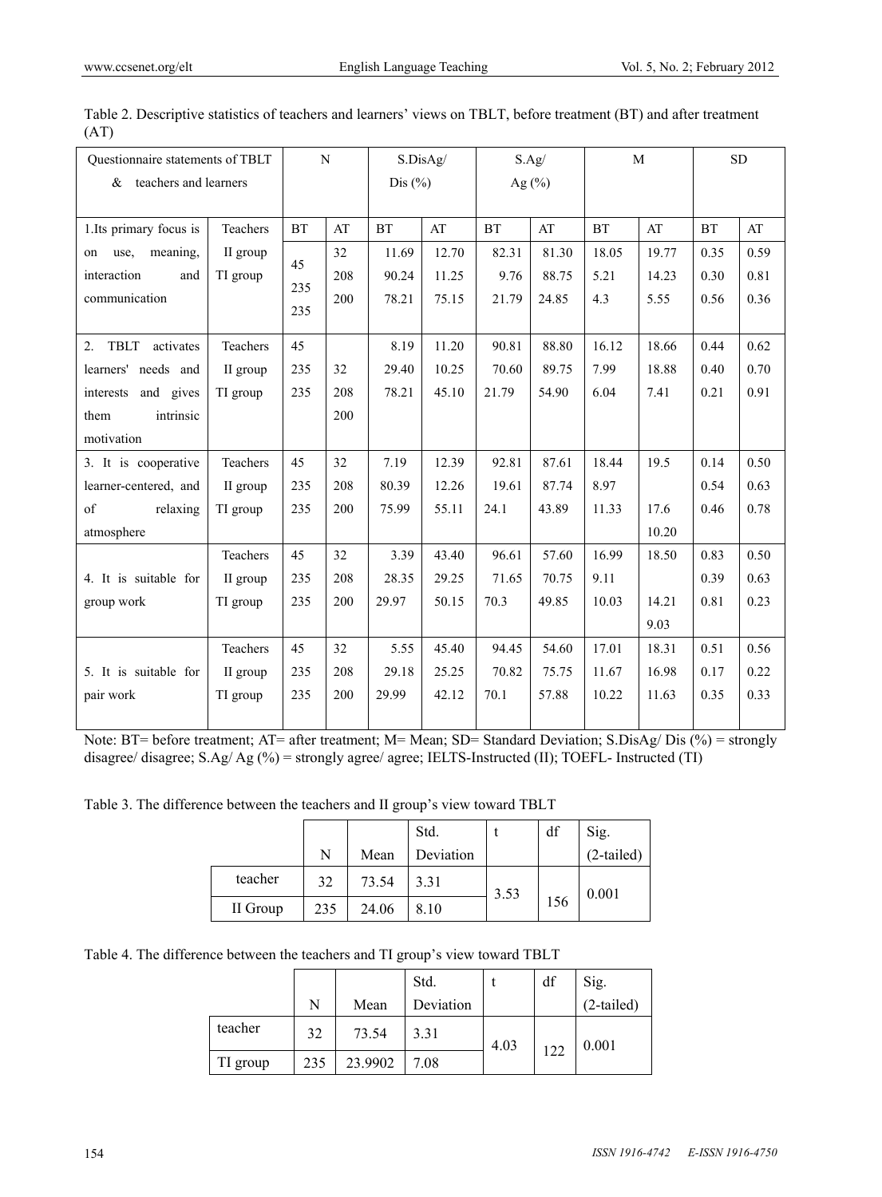Table 2. Descriptive statistics of teachers and learners' views on TBLT, before treatment (BT) and after treatment (AT)

| Questionnaire statements of TBLT & teachers and learners | | N | | S.DisAg/ Dis (%) | | S.Ag/ Ag (%) | | M | | SD | |
|---|---|---|---|---|---|---|---|---|---|---|---|
| 1.Its primary focus is on use, meaning, interaction and communication | Teachers | BT | AT | BT | AT | BT | AT | BT | AT | BT | AT |
| | II group | 45 | 32 | 11.69 | 12.70 | 82.31 | 81.30 | 18.05 | 19.77 | 0.35 | 0.59 |
| | TI group | 235 | 208 | 90.24 | 11.25 | 9.76 | 88.75 | 5.21 | 14.23 | 0.30 | 0.81 |
| | | 235 | 200 | 78.21 | 75.15 | 21.79 | 24.85 | 4.3 | 5.55 | 0.56 | 0.36 |
| 2. TBLT activates learners' needs and interests and gives them intrinsic motivation | Teachers | 45 | | 8.19 | 11.20 | 90.81 | 88.80 | 16.12 | 18.66 | 0.44 | 0.62 |
| | II group | 235 | 32 | 29.40 | 10.25 | 70.60 | 89.75 | 7.99 | 18.88 | 0.40 | 0.70 |
| | TI group | 235 | 208 | 78.21 | 45.10 | 21.79 | 54.90 | 6.04 | 7.41 | 0.21 | 0.91 |
| | | | 200 | | | | | | | | |
| 3. It is cooperative learner-centered, and of relaxing atmosphere | Teachers | 45 | 32 | 7.19 | 12.39 | 92.81 | 87.61 | 18.44 | 19.5 | 0.14 | 0.50 |
| | II group | 235 | 208 | 80.39 | 12.26 | 19.61 | 87.74 | 8.97 | | 0.54 | 0.63 |
| | TI group | 235 | 200 | 75.99 | 55.11 | 24.1 | 43.89 | 11.33 | 17.6 | 0.46 | 0.78 |
| | | | | | | | | | 10.20 | | |
| 4. It is suitable for group work | Teachers | 45 | 32 | 3.39 | 43.40 | 96.61 | 57.60 | 16.99 | 18.50 | 0.83 | 0.50 |
| | II group | 235 | 208 | 28.35 | 29.25 | 71.65 | 70.75 | 9.11 | | 0.39 | 0.63 |
| | TI group | 235 | 200 | 29.97 | 50.15 | 70.3 | 49.85 | 10.03 | 14.21 | 0.81 | 0.23 |
| | | | | | | | | | 9.03 | | |
| 5. It is suitable for pair work | Teachers | 45 | 32 | 5.55 | 45.40 | 94.45 | 54.60 | 17.01 | 18.31 | 0.51 | 0.56 |
| | II group | 235 | 208 | 29.18 | 25.25 | 70.82 | 75.75 | 11.67 | 16.98 | 0.17 | 0.22 |
| | TI group | 235 | 200 | 29.99 | 42.12 | 70.1 | 57.88 | 10.22 | 11.63 | 0.35 | 0.33 |

Note: BT= before treatment; AT= after treatment; M= Mean; SD= Standard Deviation; S.DisAg/ Dis (%) = strongly disagree/ disagree; S.Ag/ Ag (%) = strongly agree/ agree; IELTS-Instructed (II); TOEFL- Instructed (TI)

Table 3. The difference between the teachers and II group's view toward TBLT

| | N | Mean | Std. Deviation | t | df | Sig. (2-tailed) |
|---|---|---|---|---|---|---|
| teacher | 32 | 73.54 | 3.31 | 3.53 | 156 | 0.001 |
| II Group | 235 | 24.06 | 8.10 | | | |

Table 4. The difference between the teachers and TI group's view toward TBLT

| | N | Mean | Std. Deviation | t | df | Sig. (2-tailed) |
|---|---|---|---|---|---|---|
| teacher | 32 | 73.54 | 3.31 | 4.03 | 122 | 0.001 |
| TI group | 235 | 23.9902 | 7.08 | | | |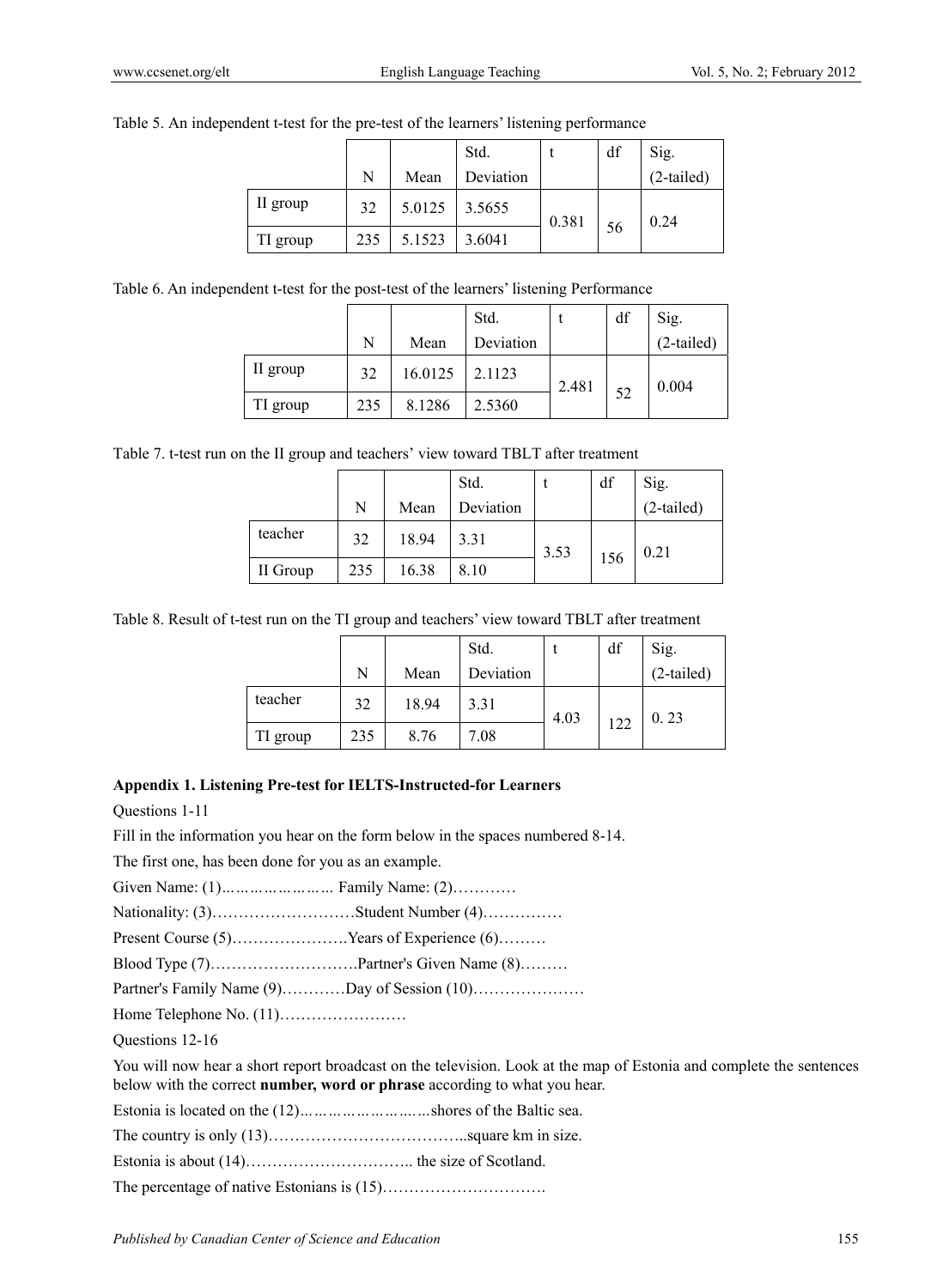Table 5. An independent t-test for the pre-test of the learners' listening performance

| | N | Mean | Std. Deviation | t | df | Sig. (2-tailed) |
|---|---|---|---|---|---|---|
| II group | 32 | 5.0125 | 3.5655 | 0.381 | 56 | 0.24 |
| TI group | 235 | 5.1523 | 3.6041 | | | |

Table 6. An independent t-test for the post-test of the learners' listening Performance

| | N | Mean | Std. Deviation | t | df | Sig. (2-tailed) |
|---|---|---|---|---|---|---|
| II group | 32 | 16.0125 | 2.1123 | 2.481 | 52 | 0.004 |
| TI group | 235 | 8.1286 | 2.5360 | | | |

Table 7. t-test run on the II group and teachers' view toward TBLT after treatment

| | N | Mean | Std. Deviation | t | df | Sig. (2-tailed) |
|---|---|---|---|---|---|---|
| teacher | 32 | 18.94 | 3.31 | 3.53 | 156 | 0.21 |
| II Group | 235 | 16.38 | 8.10 | | | |

Table 8. Result of t-test run on the TI group and teachers' view toward TBLT after treatment

| | N | Mean | Std. Deviation | t | df | Sig. (2-tailed) |
|---|---|---|---|---|---|---|
| teacher | 32 | 18.94 | 3.31 | 4.03 | 122 | 0. 23 |
| TI group | 235 | 8.76 | 7.08 | | | |

**Appendix 1. Listening Pre-test for IELTS-Instructed-for Learners**

Questions 1-11

Fill in the information you hear on the form below in the spaces numbered 8-14.

The first one, has been done for you as an example.

Given Name: (1)...................... Family Name: (2)…………

Nationality: (3)………………………Student Number (4)……………

Present Course (5)………………….Years of Experience (6)………

Blood Type (7)……………………….Partner's Given Name (8)………

Partner's Family Name (9)…………Day of Session (10)…………………

Home Telephone No. (11)……………………

Questions 12-16

You will now hear a short report broadcast on the television. Look at the map of Estonia and complete the sentences below with the correct **number, word or phrase** according to what you hear.

Estonia is located on the (12)...........................shores of the Baltic sea.

The country is only (13)………………………………..square km in size.

Estonia is about (14)………………………….. the size of Scotland.

The percentage of native Estonians is (15)………………………….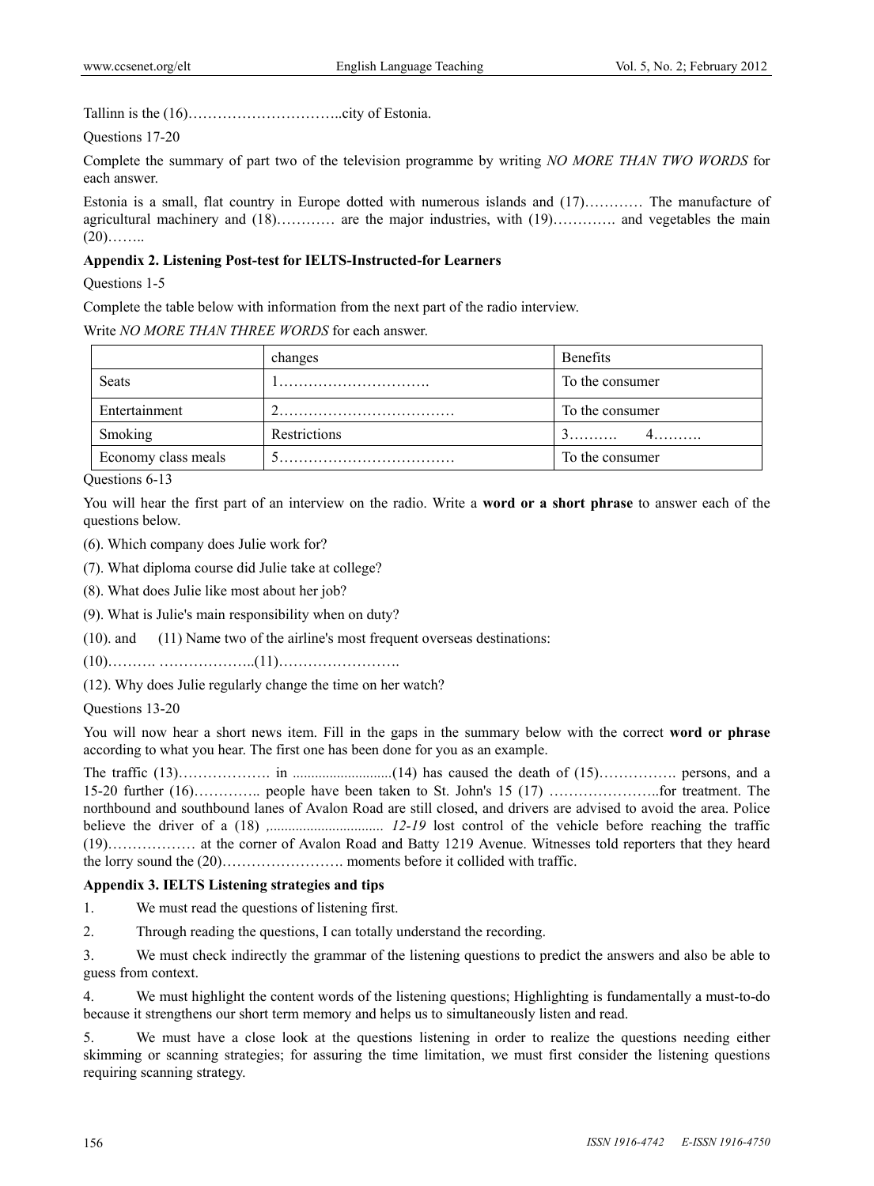Tallinn is the (16)…………………………..city of Estonia.

Questions 17-20

Complete the summary of part two of the television programme by writing *NO MORE THAN TWO WORDS* for each answer.

Estonia is a small, flat country in Europe dotted with numerous islands and (17)………… The manufacture of agricultural machinery and (18)………… are the major industries, with (19)…………. and vegetables the main (20)……..

**Appendix 2. Listening Post-test for IELTS-Instructed-for Learners**

Questions 1-5

Complete the table below with information from the next part of the radio interview.

Write *NO MORE THAN THREE WORDS* for each answer.

| | changes | Benefits |
|---|---|---|
| Seats | 1…………………………. | To the consumer |
| Entertainment | 2……………………………… | To the consumer |
| Smoking | Restrictions | 3………. 4………. |
| Economy class meals | 5……………………………… | To the consumer |

Questions 6-13

You will hear the first part of an interview on the radio. Write a **word or a short phrase** to answer each of the questions below.

(6). Which company does Julie work for?

(7). What diploma course did Julie take at college?

(8). What does Julie like most about her job?

(9). What is Julie's main responsibility when on duty?

(10). and (11) Name two of the airline's most frequent overseas destinations:

(10)………. ………………..(11)…………………….

(12). Why does Julie regularly change the time on her watch?

Questions 13-20

You will now hear a short news item. Fill in the gaps in the summary below with the correct **word or phrase** according to what you hear. The first one has been done for you as an example.

The traffic (13)………………. in ..........................(14) has caused the death of (15)……………. persons, and a 15-20 further (16)………….. people have been taken to St. John's 15 (17) …………………..for treatment. The northbound and southbound lanes of Avalon Road are still closed, and drivers are advised to avoid the area. Police believe the driver of a (18) ,.............................. *12-19* lost control of the vehicle before reaching the traffic (19)……………… at the corner of Avalon Road and Batty 1219 Avenue. Witnesses told reporters that they heard the lorry sound the (20)……………………. moments before it collided with traffic.

**Appendix 3. IELTS Listening strategies and tips**

1. We must read the questions of listening first.

2. Through reading the questions, I can totally understand the recording.

3. We must check indirectly the grammar of the listening questions to predict the answers and also be able to guess from context.

4. We must highlight the content words of the listening questions; Highlighting is fundamentally a must-to-do because it strengthens our short term memory and helps us to simultaneously listen and read.

5. We must have a close look at the questions listening in order to realize the questions needing either skimming or scanning strategies; for assuring the time limitation, we must first consider the listening questions requiring scanning strategy.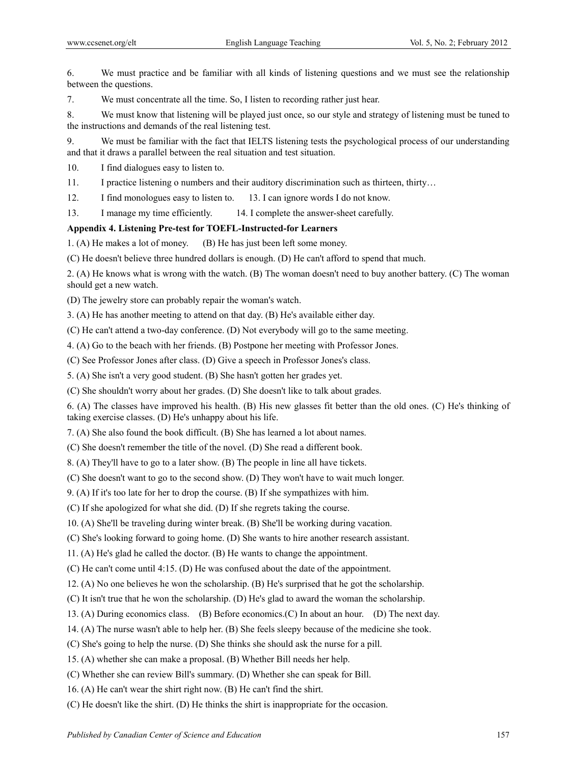6. We must practice and be familiar with all kinds of listening questions and we must see the relationship between the questions.

7. We must concentrate all the time. So, I listen to recording rather just hear.

8. We must know that listening will be played just once, so our style and strategy of listening must be tuned to the instructions and demands of the real listening test.

9. We must be familiar with the fact that IELTS listening tests the psychological process of our understanding and that it draws a parallel between the real situation and test situation.

10. I find dialogues easy to listen to.

11. I practice listening o numbers and their auditory discrimination such as thirteen, thirty…

12. I find monologues easy to listen to. 13. I can ignore words I do not know.

13. I manage my time efficiently. 14. I complete the answer-sheet carefully.

**Appendix 4. Listening Pre-test for TOEFL-Instructed-for Learners**

1. (A) He makes a lot of money. (B) He has just been left some money.
(C) He doesn't believe three hundred dollars is enough. (D) He can't afford to spend that much.

2. (A) He knows what is wrong with the watch. (B) The woman doesn't need to buy another battery. (C) The woman should get a new watch.
(D) The jewelry store can probably repair the woman's watch.

3. (A) He has another meeting to attend on that day. (B) He's available either day.
(C) He can't attend a two-day conference. (D) Not everybody will go to the same meeting.

4. (A) Go to the beach with her friends. (B) Postpone her meeting with Professor Jones.
(C) See Professor Jones after class. (D) Give a speech in Professor Jones's class.

5. (A) She isn't a very good student. (B) She hasn't gotten her grades yet.
(C) She shouldn't worry about her grades. (D) She doesn't like to talk about grades.

6. (A) The classes have improved his health. (B) His new glasses fit better than the old ones. (C) He's thinking of taking exercise classes. (D) He's unhappy about his life.

7. (A) She also found the book difficult. (B) She has learned a lot about names.
(C) She doesn't remember the title of the novel. (D) She read a different book.

8. (A) They'll have to go to a later show. (B) The people in line all have tickets.
(C) She doesn't want to go to the second show. (D) They won't have to wait much longer.

9. (A) If it's too late for her to drop the course. (B) If she sympathizes with him.
(C) If she apologized for what she did. (D) If she regrets taking the course.

10. (A) She'll be traveling during winter break. (B) She'll be working during vacation.
(C) She's looking forward to going home. (D) She wants to hire another research assistant.

11. (A) He's glad he called the doctor. (B) He wants to change the appointment.
(C) He can't come until 4:15. (D) He was confused about the date of the appointment.

12. (A) No one believes he won the scholarship. (B) He's surprised that he got the scholarship.
(C) It isn't true that he won the scholarship. (D) He's glad to award the woman the scholarship.

13. (A) During economics class. (B) Before economics.(C) In about an hour. (D) The next day.

14. (A) The nurse wasn't able to help her. (B) She feels sleepy because of the medicine she took.
(C) She's going to help the nurse. (D) She thinks she should ask the nurse for a pill.

15. (A) whether she can make a proposal. (B) Whether Bill needs her help.
(C) Whether she can review Bill's summary. (D) Whether she can speak for Bill.

16. (A) He can't wear the shirt right now. (B) He can't find the shirt.
(C) He doesn't like the shirt. (D) He thinks the shirt is inappropriate for the occasion.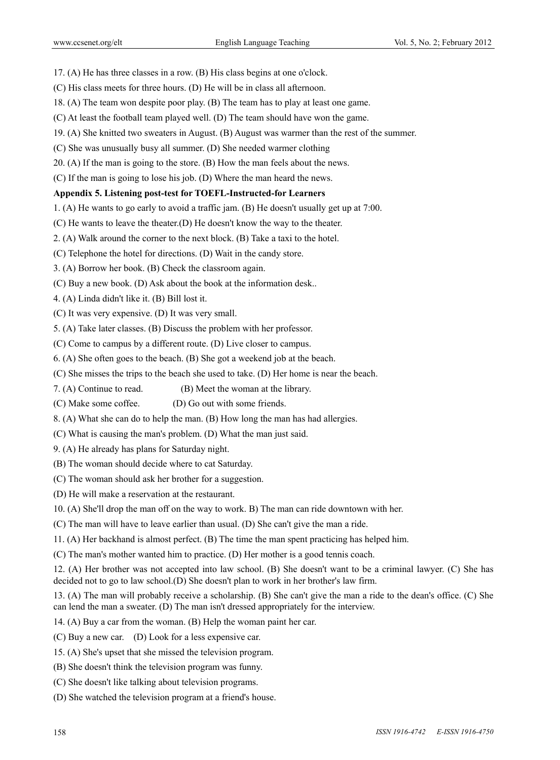17. (A) He has three classes in a row. (B) His class begins at one o'clock.

(C) His class meets for three hours. (D) He will be in class all afternoon.

18. (A) The team won despite poor play. (B) The team has to play at least one game.

(C) At least the football team played well. (D) The team should have won the game.

19. (A) She knitted two sweaters in August. (B) August was warmer than the rest of the summer.

(C) She was unusually busy all summer. (D) She needed warmer clothing

20. (A) If the man is going to the store. (B) How the man feels about the news.

(C) If the man is going to lose his job. (D) Where the man heard the news.

**Appendix 5. Listening post-test for TOEFL-Instructed-for Learners**

1. (A) He wants to go early to avoid a traffic jam. (B) He doesn't usually get up at 7:00.

(C) He wants to leave the theater.(D) He doesn't know the way to the theater.

2. (A) Walk around the corner to the next block. (B) Take a taxi to the hotel.

(C) Telephone the hotel for directions. (D) Wait in the candy store.

3. (A) Borrow her book. (B) Check the classroom again.

(C) Buy a new book. (D) Ask about the book at the information desk..

4. (A) Linda didn't like it. (B) Bill lost it.

(C) It was very expensive. (D) It was very small.

5. (A) Take later classes. (B) Discuss the problem with her professor.

(C) Come to campus by a different route. (D) Live closer to campus.

6. (A) She often goes to the beach. (B) She got a weekend job at the beach.

(C) She misses the trips to the beach she used to take. (D) Her home is near the beach.

7. (A) Continue to read. (B) Meet the woman at the library.

(C) Make some coffee. (D) Go out with some friends.

8. (A) What she can do to help the man. (B) How long the man has had allergies.

(C) What is causing the man's problem. (D) What the man just said.

9. (A) He already has plans for Saturday night.

(B) The woman should decide where to cat Saturday.

(C) The woman should ask her brother for a suggestion.

(D) He will make a reservation at the restaurant.

10. (A) She'll drop the man off on the way to work. B) The man can ride downtown with her.

(C) The man will have to leave earlier than usual. (D) She can't give the man a ride.

11. (A) Her backhand is almost perfect. (B) The time the man spent practicing has helped him.

(C) The man's mother wanted him to practice. (D) Her mother is a good tennis coach.

12. (A) Her brother was not accepted into law school. (B) She doesn't want to be a criminal lawyer. (C) She has decided not to go to law school.(D) She doesn't plan to work in her brother's law firm.

13. (A) The man will probably receive a scholarship. (B) She can't give the man a ride to the dean's office. (C) She can lend the man a sweater. (D) The man isn't dressed appropriately for the interview.

14. (A) Buy a car from the woman. (B) Help the woman paint her car.

(C) Buy a new car. (D) Look for a less expensive car.

15. (A) She's upset that she missed the television program.

(B) She doesn't think the television program was funny.

(C) She doesn't like talking about television programs.

(D) She watched the television program at a friend's house.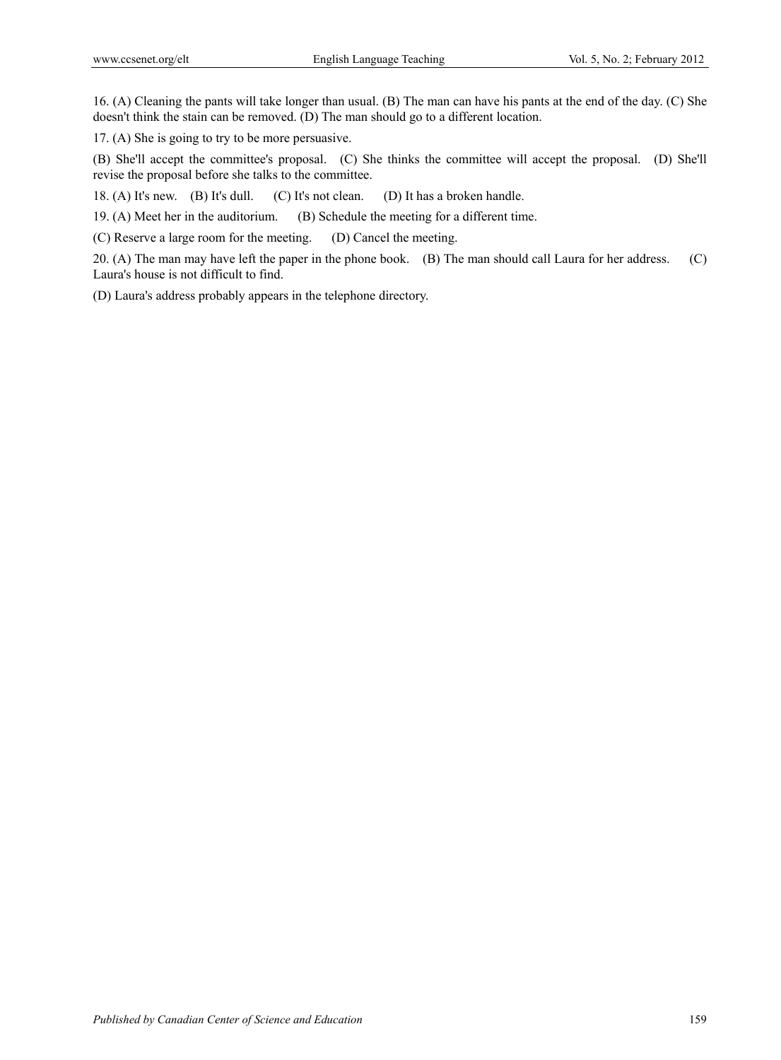16. (A) Cleaning the pants will take longer than usual. (B) The man can have his pants at the end of the day. (C) She doesn't think the stain can be removed. (D) The man should go to a different location.

17. (A) She is going to try to be more persuasive.

(B) She'll accept the committee's proposal. (C) She thinks the committee will accept the proposal. (D) She'll revise the proposal before she talks to the committee.

18. (A) It's new. (B) It's dull. (C) It's not clean. (D) It has a broken handle.

19. (A) Meet her in the auditorium. (B) Schedule the meeting for a different time.

(C) Reserve a large room for the meeting. (D) Cancel the meeting.

20. (A) The man may have left the paper in the phone book. (B) The man should call Laura for her address. (C) Laura's house is not difficult to find.

(D) Laura's address probably appears in the telephone directory.